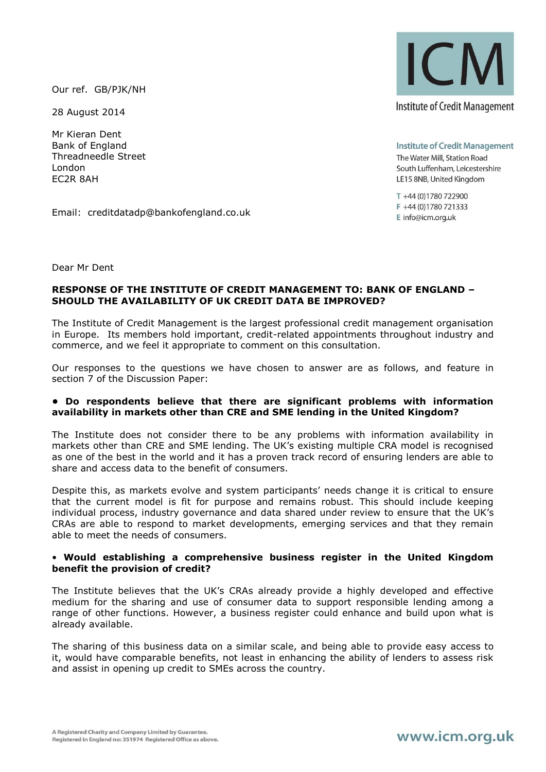Our ref. GB/PJK/NH

28 August 2014

Mr Kieran Dent
Bank of England
Threadneedle Street
London
EC2R 8AH

Email: creditdatadp@bankofengland.co.uk

ICM
Institute of Credit Management

**Institute of Credit Management**
The Water Mill, Station Road
South Luffenham, Leicestershire
LE15 8NB, United Kingdom

T +44 (0)1780 722900
F +44 (0)1780 721333
E info@icm.org.uk

Dear Mr Dent

**RESPONSE OF THE INSTITUTE OF CREDIT MANAGEMENT TO: BANK OF ENGLAND – SHOULD THE AVAILABILITY OF UK CREDIT DATA BE IMPROVED?**

The Institute of Credit Management is the largest professional credit management organisation in Europe. Its members hold important, credit-related appointments throughout industry and commerce, and we feel it appropriate to comment on this consultation.

Our responses to the questions we have chosen to answer are as follows, and feature in section 7 of the Discussion Paper:

**• Do respondents believe that there are significant problems with information availability in markets other than CRE and SME lending in the United Kingdom?**

The Institute does not consider there to be any problems with information availability in markets other than CRE and SME lending. The UK's existing multiple CRA model is recognised as one of the best in the world and it has a proven track record of ensuring lenders are able to share and access data to the benefit of consumers.

Despite this, as markets evolve and system participants' needs change it is critical to ensure that the current model is fit for purpose and remains robust. This should include keeping individual process, industry governance and data shared under review to ensure that the UK's CRAs are able to respond to market developments, emerging services and that they remain able to meet the needs of consumers.

**• Would establishing a comprehensive business register in the United Kingdom benefit the provision of credit?**

The Institute believes that the UK's CRAs already provide a highly developed and effective medium for the sharing and use of consumer data to support responsible lending among a range of other functions. However, a business register could enhance and build upon what is already available.

The sharing of this business data on a similar scale, and being able to provide easy access to it, would have comparable benefits, not least in enhancing the ability of lenders to assess risk and assist in opening up credit to SMEs across the country.

A Registered Charity and Company Limited by Guarantee.
Registered in England no: 351974 Registered Office as above.

www.icm.org.uk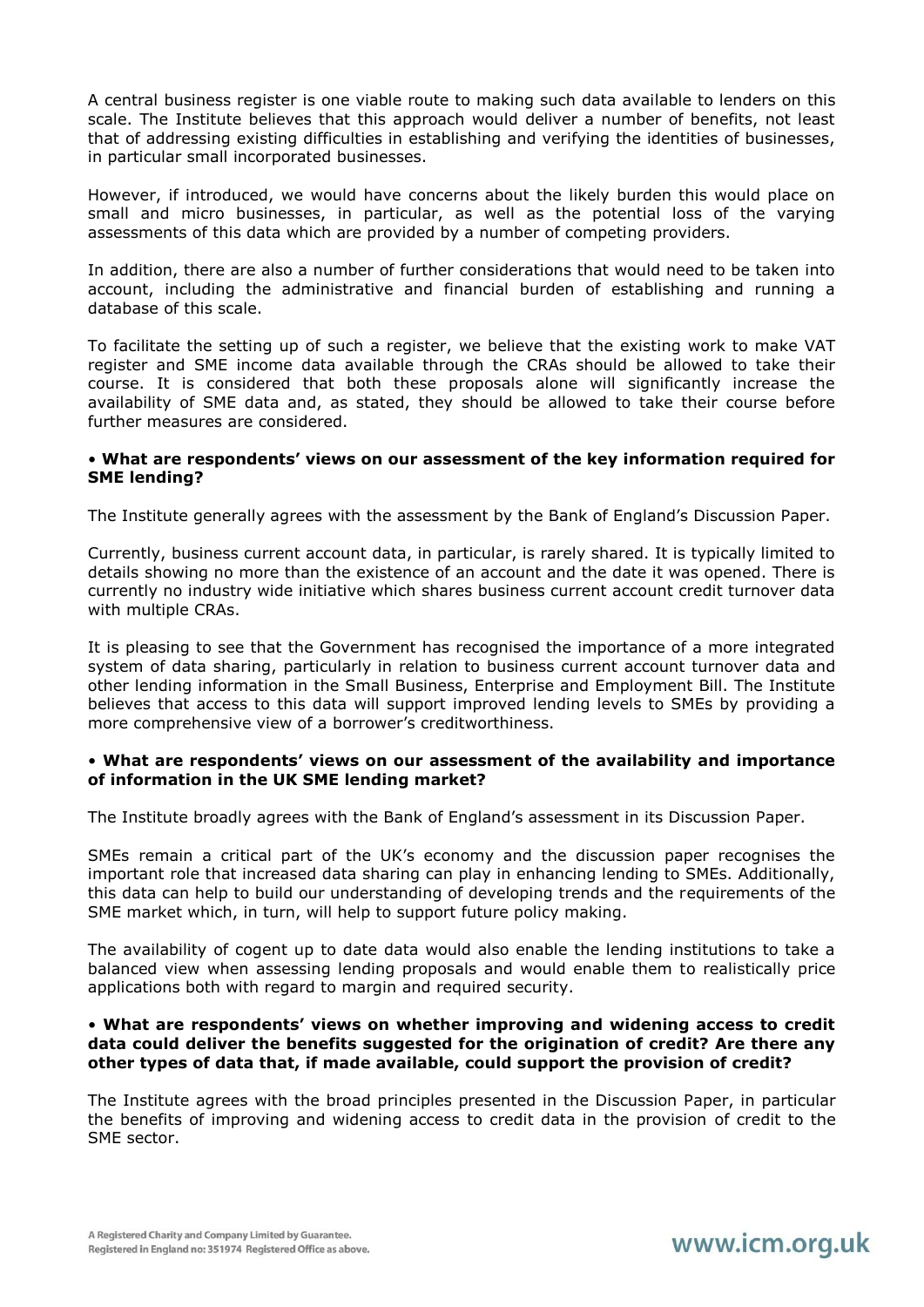A central business register is one viable route to making such data available to lenders on this scale. The Institute believes that this approach would deliver a number of benefits, not least that of addressing existing difficulties in establishing and verifying the identities of businesses, in particular small incorporated businesses.

However, if introduced, we would have concerns about the likely burden this would place on small and micro businesses, in particular, as well as the potential loss of the varying assessments of this data which are provided by a number of competing providers.

In addition, there are also a number of further considerations that would need to be taken into account, including the administrative and financial burden of establishing and running a database of this scale.

To facilitate the setting up of such a register, we believe that the existing work to make VAT register and SME income data available through the CRAs should be allowed to take their course. It is considered that both these proposals alone will significantly increase the availability of SME data and, as stated, they should be allowed to take their course before further measures are considered.

- **What are respondents' views on our assessment of the key information required for SME lending?**

The Institute generally agrees with the assessment by the Bank of England's Discussion Paper.

Currently, business current account data, in particular, is rarely shared. It is typically limited to details showing no more than the existence of an account and the date it was opened. There is currently no industry wide initiative which shares business current account credit turnover data with multiple CRAs.

It is pleasing to see that the Government has recognised the importance of a more integrated system of data sharing, particularly in relation to business current account turnover data and other lending information in the Small Business, Enterprise and Employment Bill. The Institute believes that access to this data will support improved lending levels to SMEs by providing a more comprehensive view of a borrower's creditworthiness.

- **What are respondents' views on our assessment of the availability and importance of information in the UK SME lending market?**

The Institute broadly agrees with the Bank of England's assessment in its Discussion Paper.

SMEs remain a critical part of the UK's economy and the discussion paper recognises the important role that increased data sharing can play in enhancing lending to SMEs. Additionally, this data can help to build our understanding of developing trends and the requirements of the SME market which, in turn, will help to support future policy making.

The availability of cogent up to date data would also enable the lending institutions to take a balanced view when assessing lending proposals and would enable them to realistically price applications both with regard to margin and required security.

- **What are respondents' views on whether improving and widening access to credit data could deliver the benefits suggested for the origination of credit? Are there any other types of data that, if made available, could support the provision of credit?**

The Institute agrees with the broad principles presented in the Discussion Paper, in particular the benefits of improving and widening access to credit data in the provision of credit to the SME sector.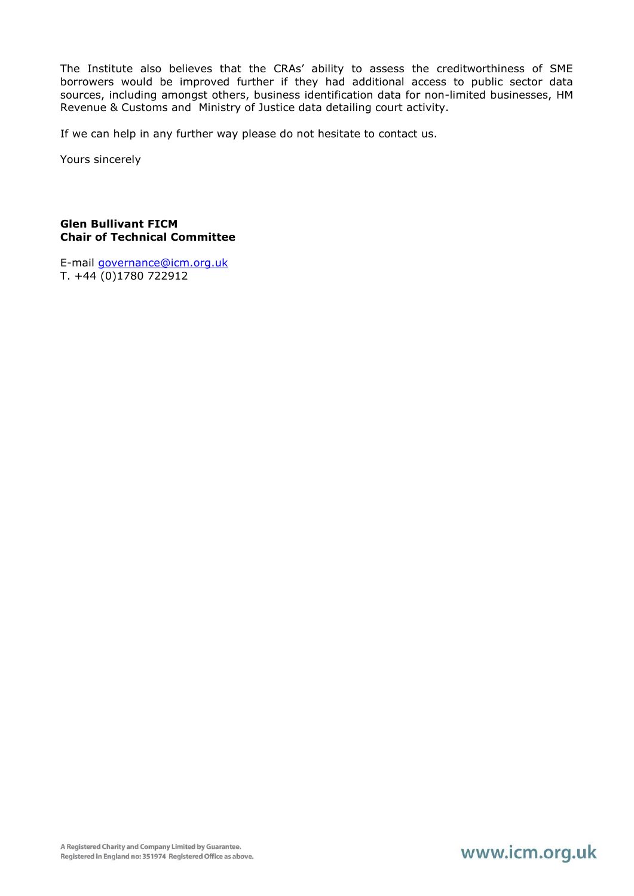The Institute also believes that the CRAs' ability to assess the creditworthiness of SME borrowers would be improved further if they had additional access to public sector data sources, including amongst others, business identification data for non-limited businesses, HM Revenue & Customs and Ministry of Justice data detailing court activity.

If we can help in any further way please do not hesitate to contact us.

Yours sincerely

**Glen Bullivant FICM**
**Chair of Technical Committee**

E-mail governance@icm.org.uk
T. +44 (0)1780 722912

A Registered Charity and Company Limited by Guarantee.
Registered in England no: 351974 Registered Office as above.

www.icm.org.uk